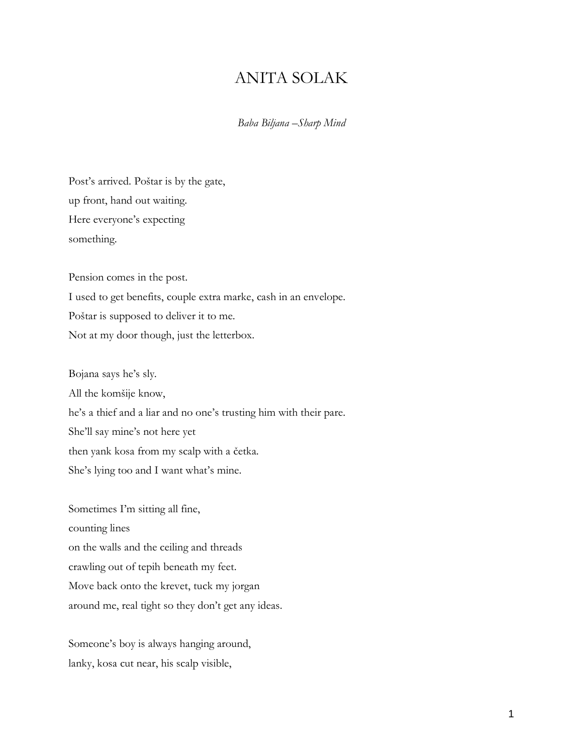# ANITA SOLAK

*Baba Biljana –Sharp Mind*

Post's arrived. Poštar is by the gate,  
up front, hand out waiting.  
Here everyone's expecting  
something.

Pension comes in the post.  
I used to get benefits, couple extra marke, cash in an envelope.  
Poštar is supposed to deliver it to me.  
Not at my door though, just the letterbox.

Bojana says he's sly.  
All the komšije know,  
he's a thief and a liar and no one's trusting him with their pare.  
She'll say mine's not here yet  
then yank kosa from my scalp with a četka.  
She's lying too and I want what's mine.

Sometimes I'm sitting all fine,  
counting lines  
on the walls and the ceiling and threads  
crawling out of tepih beneath my feet.  
Move back onto the krevet, tuck my jorgan  
around me, real tight so they don't get any ideas.

Someone's boy is always hanging around,  
lanky, kosa cut near, his scalp visible,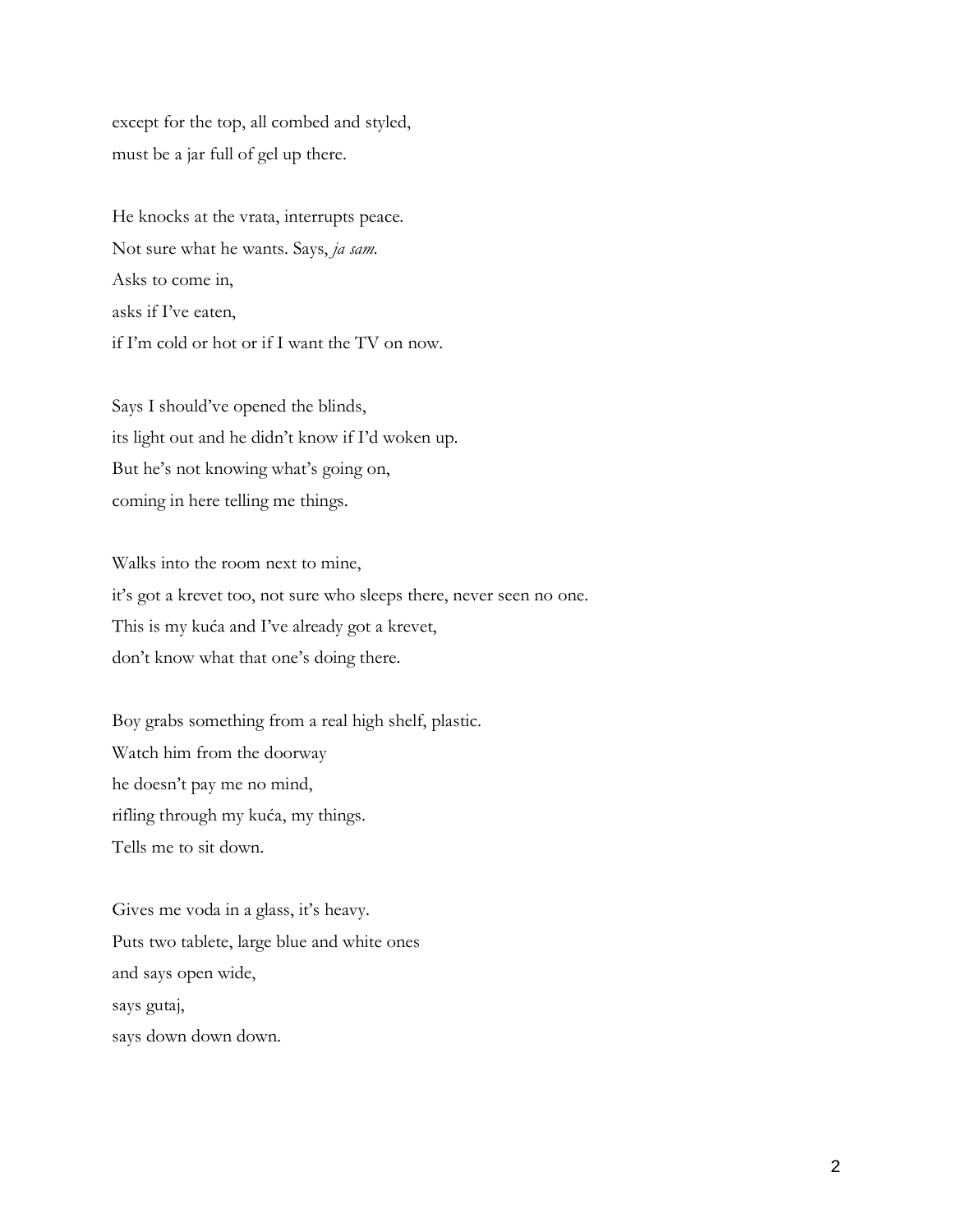except for the top, all combed and styled,  
must be a jar full of gel up there.

He knocks at the vrata, interrupts peace.  
Not sure what he wants. Says, *ja sam.*  
Asks to come in,  
asks if I've eaten,  
if I'm cold or hot or if I want the TV on now.

Says I should've opened the blinds,  
its light out and he didn't know if I'd woken up.  
But he's not knowing what's going on,  
coming in here telling me things.

Walks into the room next to mine,  
it's got a krevet too, not sure who sleeps there, never seen no one.  
This is my kuća and I've already got a krevet,  
don't know what that one's doing there.

Boy grabs something from a real high shelf, plastic.  
Watch him from the doorway  
he doesn't pay me no mind,  
rifling through my kuća, my things.  
Tells me to sit down.

Gives me voda in a glass, it's heavy.  
Puts two tablete, large blue and white ones  
and says open wide,  
says gutaj,  
says down down down.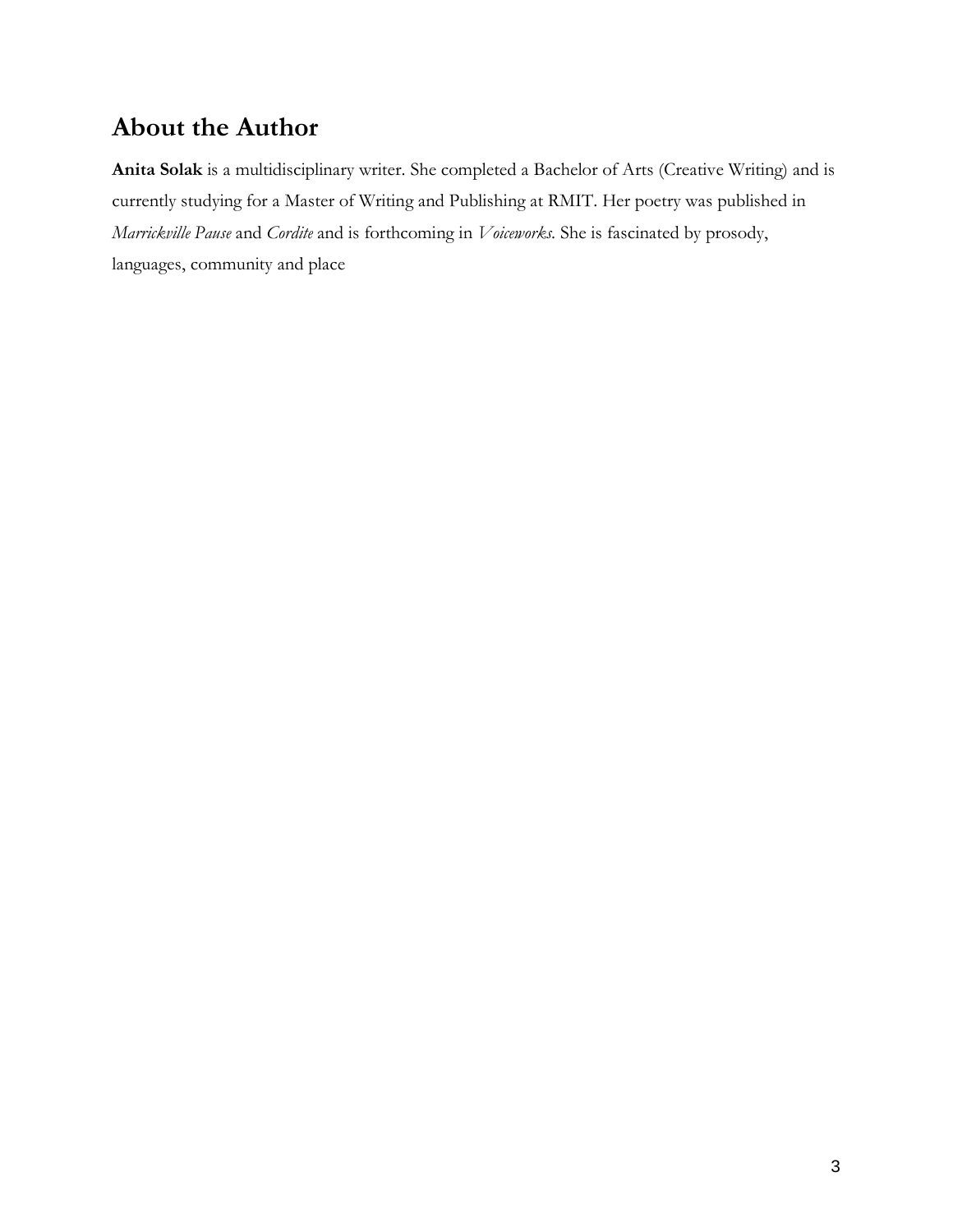## About the Author

**Anita Solak** is a multidisciplinary writer. She completed a Bachelor of Arts (Creative Writing) and is currently studying for a Master of Writing and Publishing at RMIT. Her poetry was published in *Marrickville Pause* and *Cordite* and is forthcoming in *Voiceworks*. She is fascinated by prosody, languages, community and place